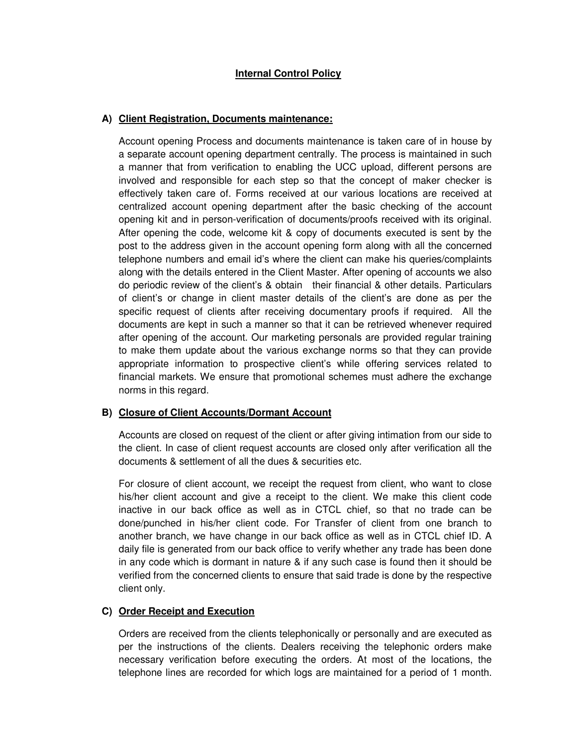# Internal Control Policy

## A) Client Registration, Documents maintenance:

Account opening Process and documents maintenance is taken care of in house by a separate account opening department centrally. The process is maintained in such a manner that from verification to enabling the UCC upload, different persons are involved and responsible for each step so that the concept of maker checker is effectively taken care of. Forms received at our various locations are received at centralized account opening department after the basic checking of the account opening kit and in person-verification of documents/proofs received with its original. After opening the code, welcome kit & copy of documents executed is sent by the post to the address given in the account opening form along with all the concerned telephone numbers and email id's where the client can make his queries/complaints along with the details entered in the Client Master. After opening of accounts we also do periodic review of the client's & obtain their financial & other details. Particulars of client's or change in client master details of the client's are done as per the specific request of clients after receiving documentary proofs if required. All the documents are kept in such a manner so that it can be retrieved whenever required after opening of the account. Our marketing personals are provided regular training to make them update about the various exchange norms so that they can provide appropriate information to prospective client's while offering services related to financial markets. We ensure that promotional schemes must adhere the exchange norms in this regard.

## B) Closure of Client Accounts/Dormant Account

Accounts are closed on request of the client or after giving intimation from our side to the client. In case of client request accounts are closed only after verification all the documents & settlement of all the dues & securities etc.

For closure of client account, we receipt the request from client, who want to close his/her client account and give a receipt to the client. We make this client code inactive in our back office as well as in CTCL chief, so that no trade can be done/punched in his/her client code. For Transfer of client from one branch to another branch, we have change in our back office as well as in CTCL chief ID. A daily file is generated from our back office to verify whether any trade has been done in any code which is dormant in nature & if any such case is found then it should be verified from the concerned clients to ensure that said trade is done by the respective client only.

## C) Order Receipt and Execution

Orders are received from the clients telephonically or personally and are executed as per the instructions of the clients. Dealers receiving the telephonic orders make necessary verification before executing the orders. At most of the locations, the telephone lines are recorded for which logs are maintained for a period of 1 month.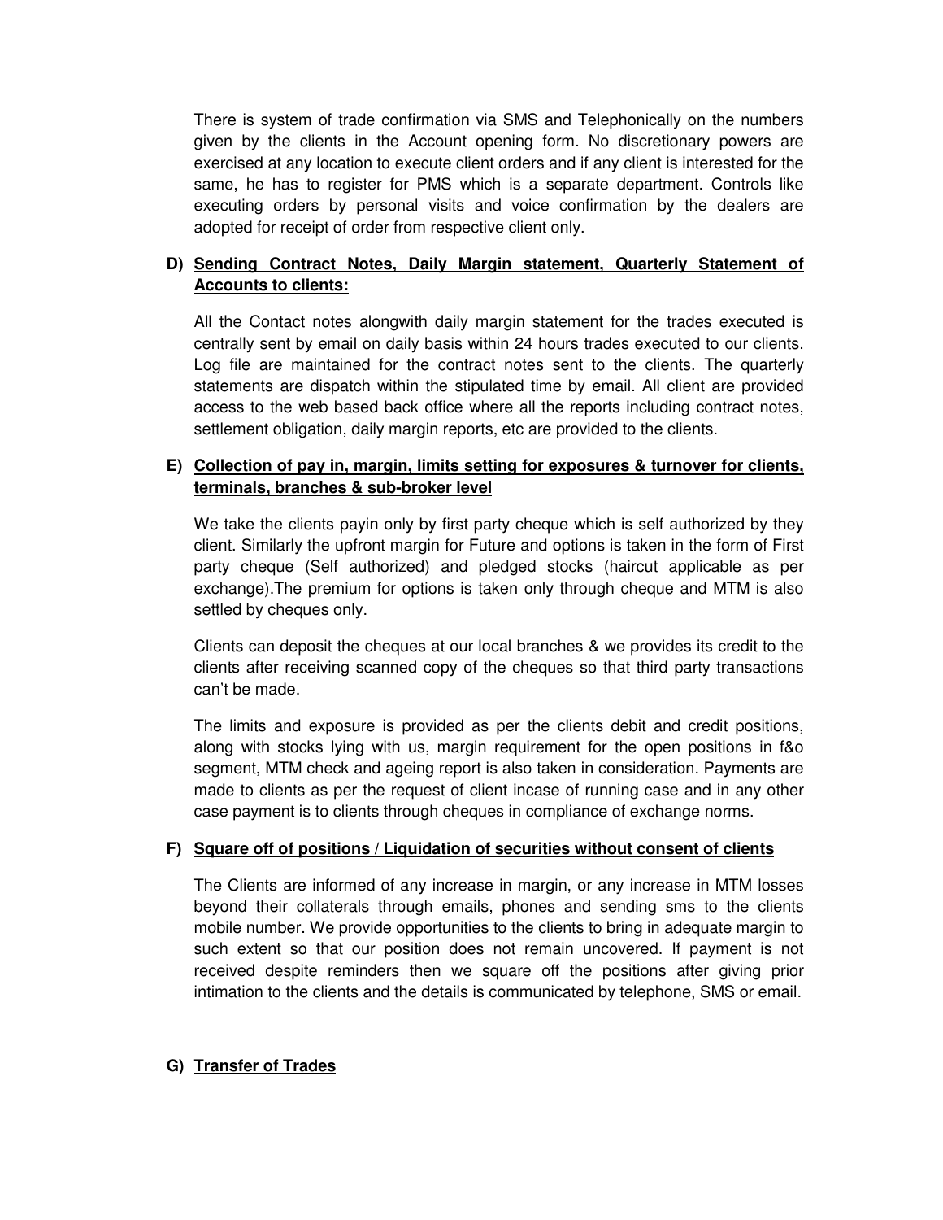There is system of trade confirmation via SMS and Telephonically on the numbers given by the clients in the Account opening form. No discretionary powers are exercised at any location to execute client orders and if any client is interested for the same, he has to register for PMS which is a separate department. Controls like executing orders by personal visits and voice confirmation by the dealers are adopted for receipt of order from respective client only.

**D) Sending Contract Notes, Daily Margin statement, Quarterly Statement of Accounts to clients:**

All the Contact notes alongwith daily margin statement for the trades executed is centrally sent by email on daily basis within 24 hours trades executed to our clients. Log file are maintained for the contract notes sent to the clients. The quarterly statements are dispatch within the stipulated time by email. All client are provided access to the web based back office where all the reports including contract notes, settlement obligation, daily margin reports, etc are provided to the clients.

**E) Collection of pay in, margin, limits setting for exposures & turnover for clients, terminals, branches & sub-broker level**

We take the clients payin only by first party cheque which is self authorized by they client. Similarly the upfront margin for Future and options is taken in the form of First party cheque (Self authorized) and pledged stocks (haircut applicable as per exchange).The premium for options is taken only through cheque and MTM is also settled by cheques only.

Clients can deposit the cheques at our local branches & we provides its credit to the clients after receiving scanned copy of the cheques so that third party transactions can't be made.

The limits and exposure is provided as per the clients debit and credit positions, along with stocks lying with us, margin requirement for the open positions in f&o segment, MTM check and ageing report is also taken in consideration. Payments are made to clients as per the request of client incase of running case and in any other case payment is to clients through cheques in compliance of exchange norms.

**F) Square off of positions / Liquidation of securities without consent of clients**

The Clients are informed of any increase in margin, or any increase in MTM losses beyond their collaterals through emails, phones and sending sms to the clients mobile number. We provide opportunities to the clients to bring in adequate margin to such extent so that our position does not remain uncovered. If payment is not received despite reminders then we square off the positions after giving prior intimation to the clients and the details is communicated by telephone, SMS or email.

**G) Transfer of Trades**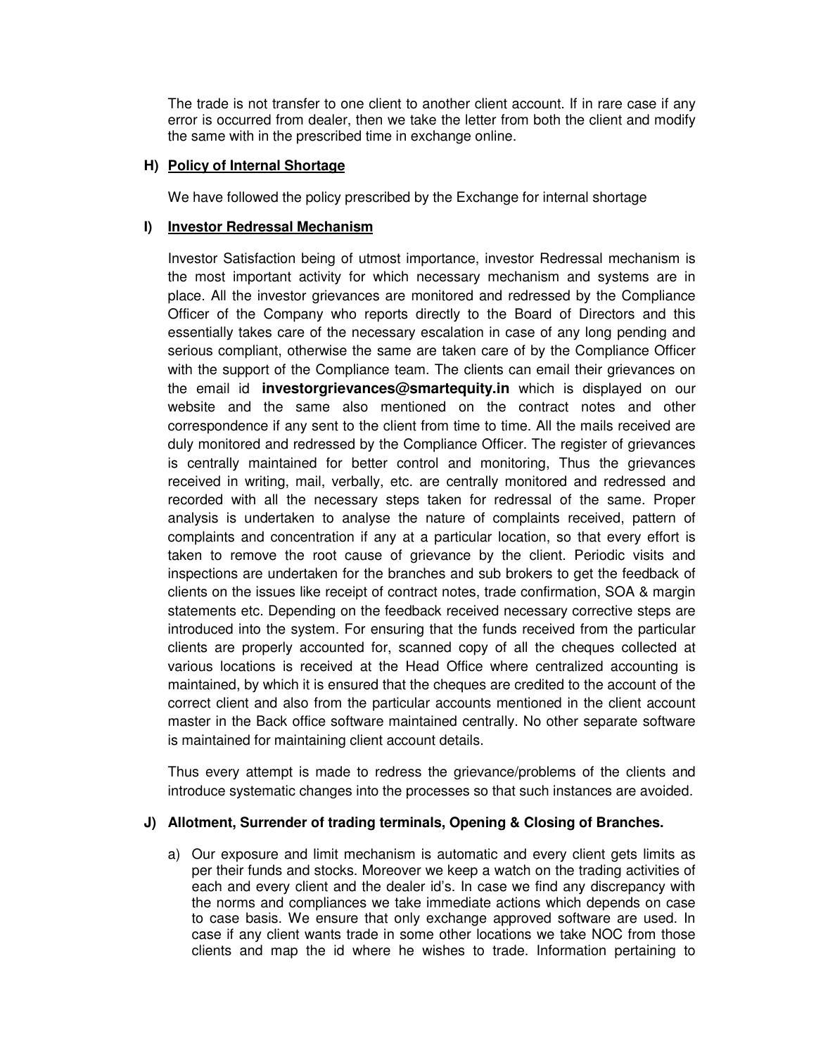The trade is not transfer to one client to another client account. If in rare case if any error is occurred from dealer, then we take the letter from both the client and modify the same with in the prescribed time in exchange online.

**H) <u>Policy of Internal Shortage</u>**

We have followed the policy prescribed by the Exchange for internal shortage

**I) <u>Investor Redressal Mechanism</u>**

Investor Satisfaction being of utmost importance, investor Redressal mechanism is the most important activity for which necessary mechanism and systems are in place. All the investor grievances are monitored and redressed by the Compliance Officer of the Company who reports directly to the Board of Directors and this essentially takes care of the necessary escalation in case of any long pending and serious compliant, otherwise the same are taken care of by the Compliance Officer with the support of the Compliance team. The clients can email their grievances on the email id **investorgrievances@smartequity.in** which is displayed on our website and the same also mentioned on the contract notes and other correspondence if any sent to the client from time to time. All the mails received are duly monitored and redressed by the Compliance Officer. The register of grievances is centrally maintained for better control and monitoring, Thus the grievances received in writing, mail, verbally, etc. are centrally monitored and redressed and recorded with all the necessary steps taken for redressal of the same. Proper analysis is undertaken to analyse the nature of complaints received, pattern of complaints and concentration if any at a particular location, so that every effort is taken to remove the root cause of grievance by the client. Periodic visits and inspections are undertaken for the branches and sub brokers to get the feedback of clients on the issues like receipt of contract notes, trade confirmation, SOA & margin statements etc. Depending on the feedback received necessary corrective steps are introduced into the system. For ensuring that the funds received from the particular clients are properly accounted for, scanned copy of all the cheques collected at various locations is received at the Head Office where centralized accounting is maintained, by which it is ensured that the cheques are credited to the account of the correct client and also from the particular accounts mentioned in the client account master in the Back office software maintained centrally. No other separate software is maintained for maintaining client account details.

Thus every attempt is made to redress the grievance/problems of the clients and introduce systematic changes into the processes so that such instances are avoided.

**J) Allotment, Surrender of trading terminals, Opening & Closing of Branches.**

a) Our exposure and limit mechanism is automatic and every client gets limits as per their funds and stocks. Moreover we keep a watch on the trading activities of each and every client and the dealer id's. In case we find any discrepancy with the norms and compliances we take immediate actions which depends on case to case basis. We ensure that only exchange approved software are used. In case if any client wants trade in some other locations we take NOC from those clients and map the id where he wishes to trade. Information pertaining to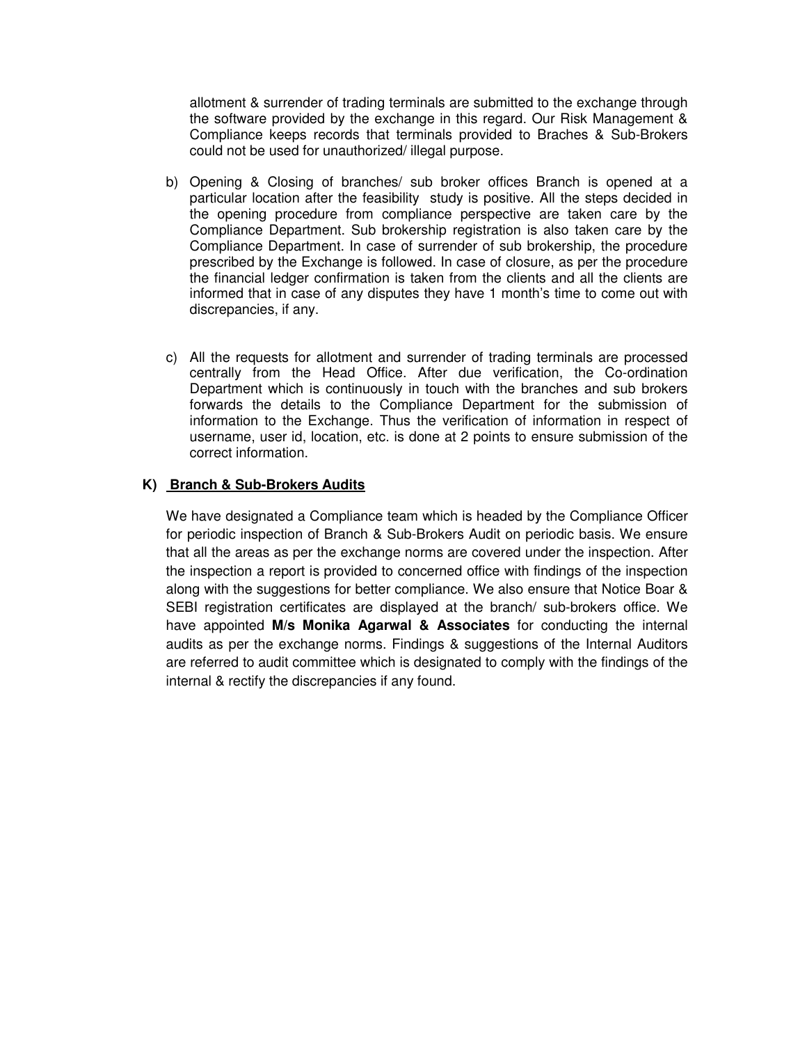allotment & surrender of trading terminals are submitted to the exchange through the software provided by the exchange in this regard. Our Risk Management & Compliance keeps records that terminals provided to Braches & Sub-Brokers could not be used for unauthorized/ illegal purpose.

b) Opening & Closing of branches/ sub broker offices Branch is opened at a particular location after the feasibility study is positive. All the steps decided in the opening procedure from compliance perspective are taken care by the Compliance Department. Sub brokership registration is also taken care by the Compliance Department. In case of surrender of sub brokership, the procedure prescribed by the Exchange is followed. In case of closure, as per the procedure the financial ledger confirmation is taken from the clients and all the clients are informed that in case of any disputes they have 1 month's time to come out with discrepancies, if any.

c) All the requests for allotment and surrender of trading terminals are processed centrally from the Head Office. After due verification, the Co-ordination Department which is continuously in touch with the branches and sub brokers forwards the details to the Compliance Department for the submission of information to the Exchange. Thus the verification of information in respect of username, user id, location, etc. is done at 2 points to ensure submission of the correct information.

## K) Branch & Sub-Brokers Audits

We have designated a Compliance team which is headed by the Compliance Officer for periodic inspection of Branch & Sub-Brokers Audit on periodic basis. We ensure that all the areas as per the exchange norms are covered under the inspection. After the inspection a report is provided to concerned office with findings of the inspection along with the suggestions for better compliance. We also ensure that Notice Boar & SEBI registration certificates are displayed at the branch/ sub-brokers office. We have appointed **M/s Monika Agarwal & Associates** for conducting the internal audits as per the exchange norms. Findings & suggestions of the Internal Auditors are referred to audit committee which is designated to comply with the findings of the internal & rectify the discrepancies if any found.